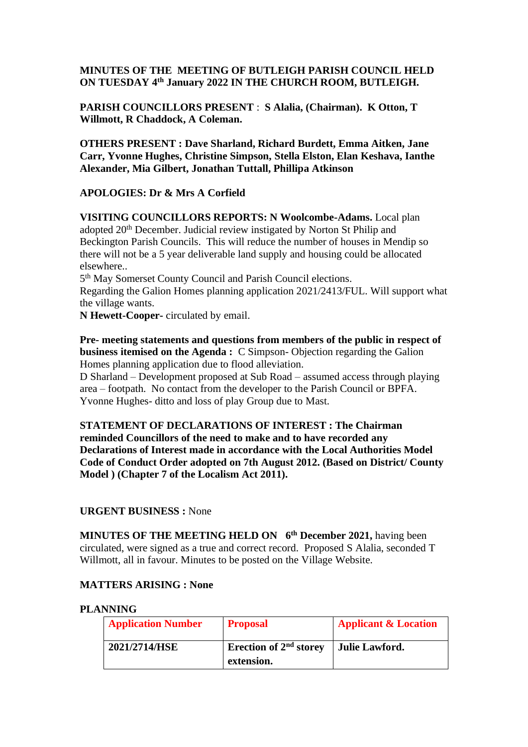**MINUTES OF THE MEETING OF BUTLEIGH PARISH COUNCIL HELD ON TUESDAY 4th January 2022 IN THE CHURCH ROOM, BUTLEIGH.**

**PARISH COUNCILLORS PRESENT** : **S Alalia, (Chairman). K Otton, T Willmott, R Chaddock, A Coleman.**

**OTHERS PRESENT : Dave Sharland, Richard Burdett, Emma Aitken, Jane Carr, Yvonne Hughes, Christine Simpson, Stella Elston, Elan Keshava, Ianthe Alexander, Mia Gilbert, Jonathan Tuttall, Phillipa Atkinson**

**APOLOGIES: Dr & Mrs A Corfield**

**VISITING COUNCILLORS REPORTS: N Woolcombe-Adams.** Local plan adopted 20th December. Judicial review instigated by Norton St Philip and Beckington Parish Councils. This will reduce the number of houses in Mendip so there will not be a 5 year deliverable land supply and housing could be allocated elsewhere..

5th May Somerset County Council and Parish Council elections.

Regarding the Galion Homes planning application 2021/2413/FUL. Will support what the village wants.

**N Hewett-Cooper-** circulated by email.

**Pre- meeting statements and questions from members of the public in respect of business itemised on the Agenda :** C Simpson- Objection regarding the Galion Homes planning application due to flood alleviation.

D Sharland – Development proposed at Sub Road – assumed access through playing area – footpath. No contact from the developer to the Parish Council or BPFA.

Yvonne Hughes- ditto and loss of play Group due to Mast.

**STATEMENT OF DECLARATIONS OF INTEREST : The Chairman reminded Councillors of the need to make and to have recorded any Declarations of Interest made in accordance with the Local Authorities Model Code of Conduct Order adopted on 7th August 2012. (Based on District/ County Model ) (Chapter 7 of the Localism Act 2011).**

**URGENT BUSINESS :** None

**MINUTES OF THE MEETING HELD ON 6th December 2021,** having been circulated, were signed as a true and correct record. Proposed S Alalia, seconded T Willmott, all in favour. Minutes to be posted on the Village Website.

**MATTERS ARISING : None**

**PLANNING**

| Application Number | Proposal | Applicant & Location |
| --- | --- | --- |
| **2021/2714/HSE** | **Erection of 2nd storey extension.** | **Julie Lawford.** |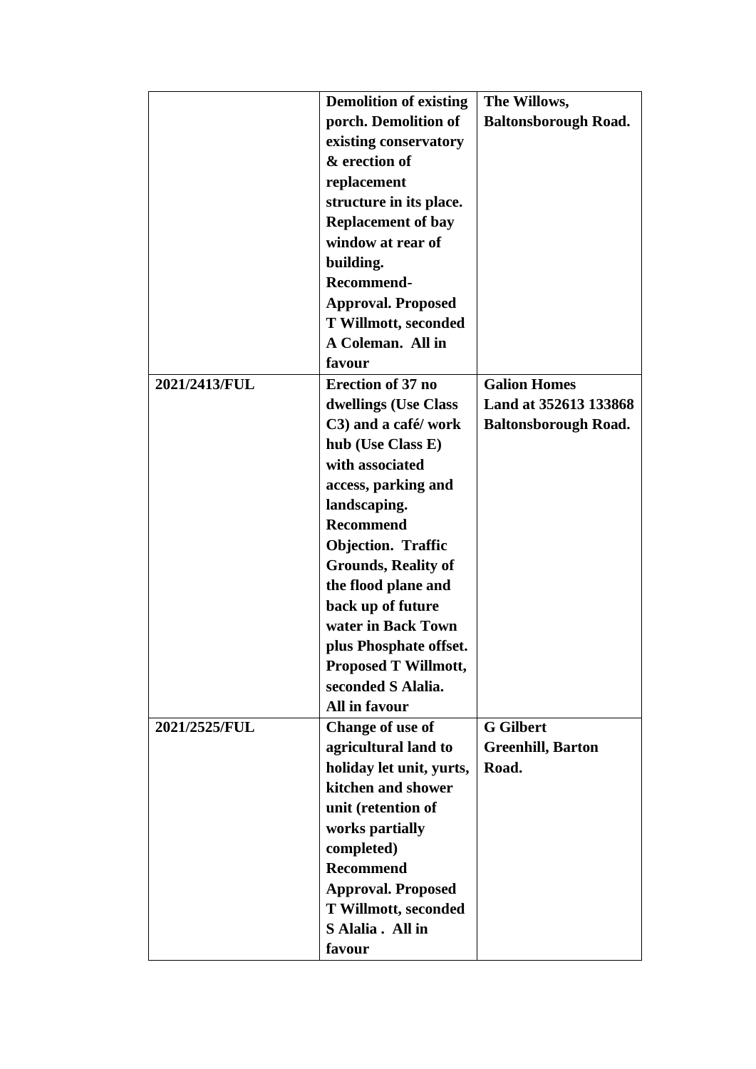| | | |
|---|---|---|
| | **Demolition of existing porch. Demolition of existing conservatory & erection of replacement structure in its place. Replacement of bay window at rear of building. Recommend- Approval. Proposed T Willmott, seconded A Coleman. All in favour** | **The Willows, Baltonsborough Road.** |
| **2021/2413/FUL** | **Erection of 37 no dwellings (Use Class C3) and a café/ work hub (Use Class E) with associated access, parking and landscaping. Recommend Objection. Traffic Grounds, Reality of the flood plane and back up of future water in Back Town plus Phosphate offset. Proposed T Willmott, seconded S Alalia. All in favour** | **Galion Homes Land at 352613 133868 Baltonsborough Road.** |
| **2021/2525/FUL** | **Change of use of agricultural land to holiday let unit, yurts, kitchen and shower unit (retention of works partially completed) Recommend Approval. Proposed T Willmott, seconded S Alalia . All in favour** | **G Gilbert Greenhill, Barton Road.** |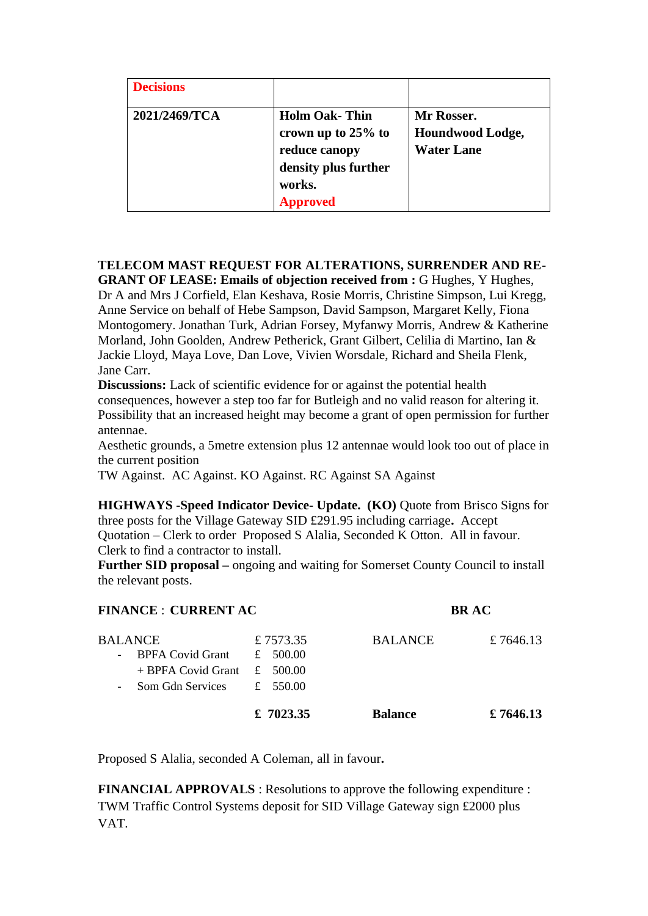| **Decisions** | | |
|---|---|---|
| **2021/2469/TCA** | **Holm Oak- Thin crown up to 25% to reduce canopy density plus further works.** **Approved** | **Mr Rosser. Houndwood Lodge, Water Lane** |

**TELECOM MAST REQUEST FOR ALTERATIONS, SURRENDER AND RE-GRANT OF LEASE: Emails of objection received from :** G Hughes, Y Hughes, Dr A and Mrs J Corfield, Elan Keshava, Rosie Morris, Christine Simpson, Lui Kregg, Anne Service on behalf of Hebe Sampson, David Sampson, Margaret Kelly, Fiona Montogomery. Jonathan Turk, Adrian Forsey, Myfanwy Morris, Andrew & Katherine Morland, John Goolden, Andrew Petherick, Grant Gilbert, Celilia di Martino, Ian & Jackie Lloyd, Maya Love, Dan Love, Vivien Worsdale, Richard and Sheila Flenk, Jane Carr.

**Discussions:** Lack of scientific evidence for or against the potential health consequences, however a step too far for Butleigh and no valid reason for altering it. Possibility that an increased height may become a grant of open permission for further antennae.

Aesthetic grounds, a 5metre extension plus 12 antennae would look too out of place in the current position

TW Against. AC Against. KO Against. RC Against SA Against

**HIGHWAYS -Speed Indicator Device- Update. (KO)** Quote from Brisco Signs for three posts for the Village Gateway SID £291.95 including carriage**.** Accept Quotation – Clerk to order Proposed S Alalia, Seconded K Otton. All in favour. Clerk to find a contractor to install.

**Further SID proposal –** ongoing and waiting for Somerset County Council to install the relevant posts.

| **FINANCE** : **CURRENT AC** | | **BR AC** | |
|---|---|---|---|
| BALANCE | £ 7573.35 | BALANCE | £ 7646.13 |
| - BPFA Covid Grant | £ 500.00 | | |
| + BPFA Covid Grant | £ 500.00 | | |
| - Som Gdn Services | £ 550.00 | | |
| | **£ 7023.35** | **Balance** | **£ 7646.13** |

Proposed S Alalia, seconded A Coleman, all in favour**.**

**FINANCIAL APPROVALS** : Resolutions to approve the following expenditure : TWM Traffic Control Systems deposit for SID Village Gateway sign £2000 plus VAT.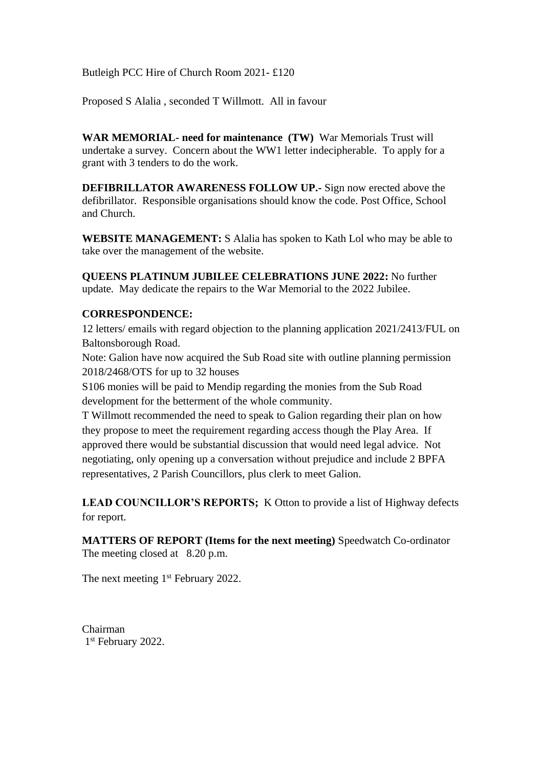Butleigh PCC Hire of Church Room 2021- £120

Proposed S Alalia , seconded T Willmott. All in favour

**WAR MEMORIAL- need for maintenance (TW)** War Memorials Trust will undertake a survey. Concern about the WW1 letter indecipherable. To apply for a grant with 3 tenders to do the work.

**DEFIBRILLATOR AWARENESS FOLLOW UP.-** Sign now erected above the defibrillator. Responsible organisations should know the code. Post Office, School and Church.

**WEBSITE MANAGEMENT:** S Alalia has spoken to Kath Lol who may be able to take over the management of the website.

**QUEENS PLATINUM JUBILEE CELEBRATIONS JUNE 2022:** No further update. May dedicate the repairs to the War Memorial to the 2022 Jubilee.

**CORRESPONDENCE:**

12 letters/ emails with regard objection to the planning application 2021/2413/FUL on Baltonsborough Road.

Note: Galion have now acquired the Sub Road site with outline planning permission 2018/2468/OTS for up to 32 houses

S106 monies will be paid to Mendip regarding the monies from the Sub Road development for the betterment of the whole community.

T Willmott recommended the need to speak to Galion regarding their plan on how they propose to meet the requirement regarding access though the Play Area. If approved there would be substantial discussion that would need legal advice. Not negotiating, only opening up a conversation without prejudice and include 2 BPFA representatives, 2 Parish Councillors, plus clerk to meet Galion.

**LEAD COUNCILLOR'S REPORTS;** K Otton to provide a list of Highway defects for report.

**MATTERS OF REPORT (Items for the next meeting)** Speedwatch Co-ordinator
The meeting closed at 8.20 p.m.

The next meeting 1st February 2022.

Chairman
1st February 2022.